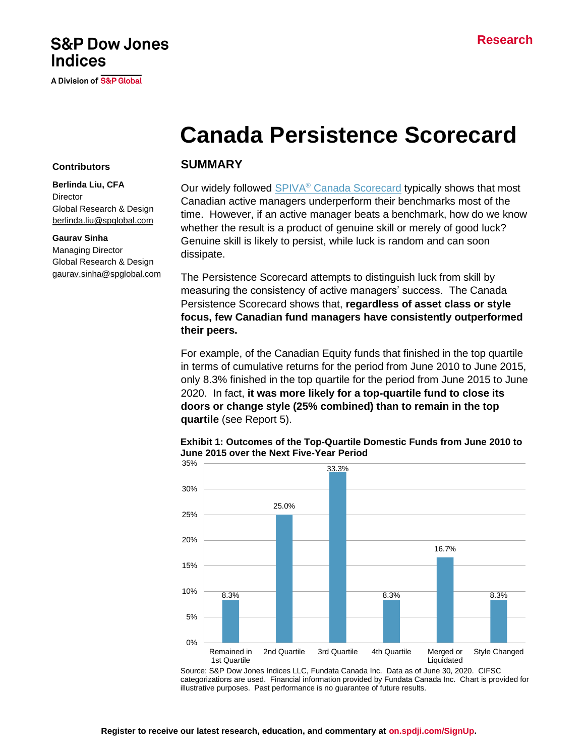S&P Dow Jones Indices

A Division of S&P Global

Research

# Canada Persistence Scorecard

**Contributors**

**Berlinda Liu, CFA**
Director
Global Research & Design
berlinda.liu@spglobal.com

**Gaurav Sinha**
Managing Director
Global Research & Design
gaurav.sinha@spglobal.com

## SUMMARY

Our widely followed SPIVA® Canada Scorecard typically shows that most Canadian active managers underperform their benchmarks most of the time. However, if an active manager beats a benchmark, how do we know whether the result is a product of genuine skill or merely of good luck? Genuine skill is likely to persist, while luck is random and can soon dissipate.

The Persistence Scorecard attempts to distinguish luck from skill by measuring the consistency of active managers' success. The Canada Persistence Scorecard shows that, **regardless of asset class or style focus, few Canadian fund managers have consistently outperformed their peers.**

For example, of the Canadian Equity funds that finished in the top quartile in terms of cumulative returns for the period from June 2010 to June 2015, only 8.3% finished in the top quartile for the period from June 2015 to June 2020. In fact, **it was more likely for a top-quartile fund to close its doors or change style (25% combined) than to remain in the top quartile** (see Report 5).

**Exhibit 1: Outcomes of the Top-Quartile Domestic Funds from June 2010 to June 2015 over the Next Five-Year Period**

| Outcome | Percentage |
|---|---|
| Remained in 1st Quartile | 8.3% |
| 2nd Quartile | 25.0% |
| 3rd Quartile | 33.3% |
| 4th Quartile | 8.3% |
| Merged or Liquidated | 16.7% |
| Style Changed | 8.3% |

Source: S&P Dow Jones Indices LLC, Fundata Canada Inc. Data as of June 30, 2020. CIFSC categorizations are used. Financial information provided by Fundata Canada Inc. Chart is provided for illustrative purposes. Past performance is no guarantee of future results.

Register to receive our latest research, education, and commentary at on.spdji.com/SignUp.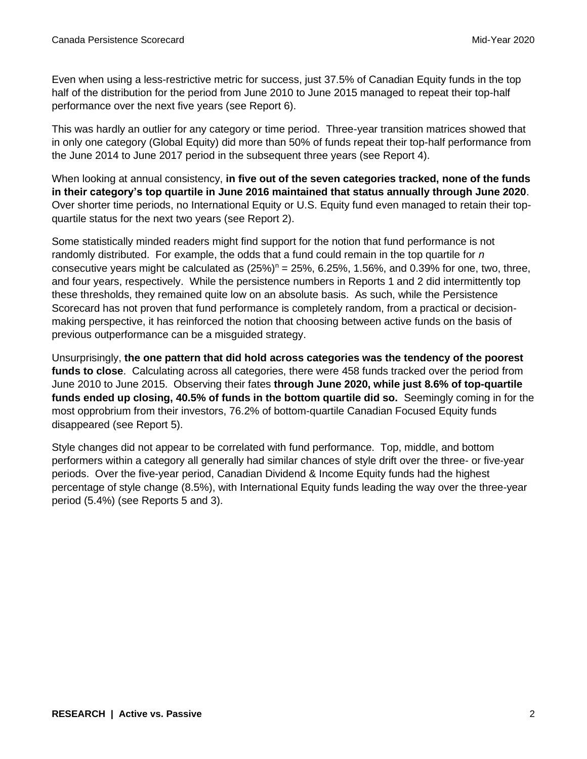Even when using a less-restrictive metric for success, just 37.5% of Canadian Equity funds in the top half of the distribution for the period from June 2010 to June 2015 managed to repeat their top-half performance over the next five years (see Report 6).

This was hardly an outlier for any category or time period. Three-year transition matrices showed that in only one category (Global Equity) did more than 50% of funds repeat their top-half performance from the June 2014 to June 2017 period in the subsequent three years (see Report 4).

When looking at annual consistency, **in five out of the seven categories tracked, none of the funds in their category's top quartile in June 2016 maintained that status annually through June 2020**. Over shorter time periods, no International Equity or U.S. Equity fund even managed to retain their top-quartile status for the next two years (see Report 2).

Some statistically minded readers might find support for the notion that fund performance is not randomly distributed. For example, the odds that a fund could remain in the top quartile for *n* consecutive years might be calculated as $(25\%)^n$ = 25%, 6.25%, 1.56%, and 0.39% for one, two, three, and four years, respectively. While the persistence numbers in Reports 1 and 2 did intermittently top these thresholds, they remained quite low on an absolute basis. As such, while the Persistence Scorecard has not proven that fund performance is completely random, from a practical or decision-making perspective, it has reinforced the notion that choosing between active funds on the basis of previous outperformance can be a misguided strategy.

Unsurprisingly, **the one pattern that did hold across categories was the tendency of the poorest funds to close**. Calculating across all categories, there were 458 funds tracked over the period from June 2010 to June 2015. Observing their fates **through June 2020, while just 8.6% of top-quartile funds ended up closing, 40.5% of funds in the bottom quartile did so.** Seemingly coming in for the most opprobrium from their investors, 76.2% of bottom-quartile Canadian Focused Equity funds disappeared (see Report 5).

Style changes did not appear to be correlated with fund performance. Top, middle, and bottom performers within a category all generally had similar chances of style drift over the three- or five-year periods. Over the five-year period, Canadian Dividend & Income Equity funds had the highest percentage of style change (8.5%), with International Equity funds leading the way over the three-year period (5.4%) (see Reports 5 and 3).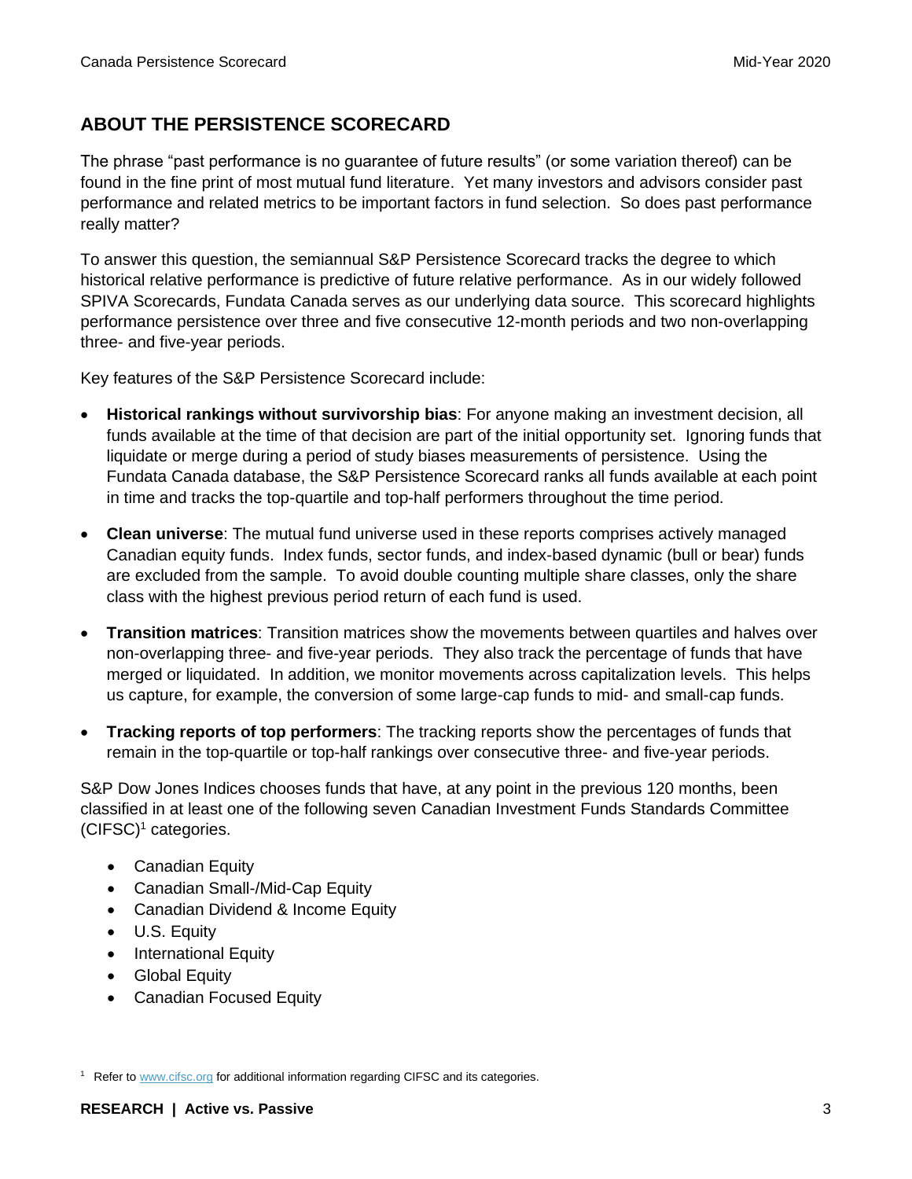## ABOUT THE PERSISTENCE SCORECARD

The phrase "past performance is no guarantee of future results" (or some variation thereof) can be found in the fine print of most mutual fund literature. Yet many investors and advisors consider past performance and related metrics to be important factors in fund selection. So does past performance really matter?

To answer this question, the semiannual S&P Persistence Scorecard tracks the degree to which historical relative performance is predictive of future relative performance. As in our widely followed SPIVA Scorecards, Fundata Canada serves as our underlying data source. This scorecard highlights performance persistence over three and five consecutive 12-month periods and two non-overlapping three- and five-year periods.

Key features of the S&P Persistence Scorecard include:

- **Historical rankings without survivorship bias**: For anyone making an investment decision, all funds available at the time of that decision are part of the initial opportunity set. Ignoring funds that liquidate or merge during a period of study biases measurements of persistence. Using the Fundata Canada database, the S&P Persistence Scorecard ranks all funds available at each point in time and tracks the top-quartile and top-half performers throughout the time period.
- **Clean universe**: The mutual fund universe used in these reports comprises actively managed Canadian equity funds. Index funds, sector funds, and index-based dynamic (bull or bear) funds are excluded from the sample. To avoid double counting multiple share classes, only the share class with the highest previous period return of each fund is used.
- **Transition matrices**: Transition matrices show the movements between quartiles and halves over non-overlapping three- and five-year periods. They also track the percentage of funds that have merged or liquidated. In addition, we monitor movements across capitalization levels. This helps us capture, for example, the conversion of some large-cap funds to mid- and small-cap funds.
- **Tracking reports of top performers**: The tracking reports show the percentages of funds that remain in the top-quartile or top-half rankings over consecutive three- and five-year periods.

S&P Dow Jones Indices chooses funds that have, at any point in the previous 120 months, been classified in at least one of the following seven Canadian Investment Funds Standards Committee (CIFSC)[1] categories.

- Canadian Equity
- Canadian Small-/Mid-Cap Equity
- Canadian Dividend & Income Equity
- U.S. Equity
- International Equity
- Global Equity
- Canadian Focused Equity

[1] Refer to www.cifsc.org for additional information regarding CIFSC and its categories.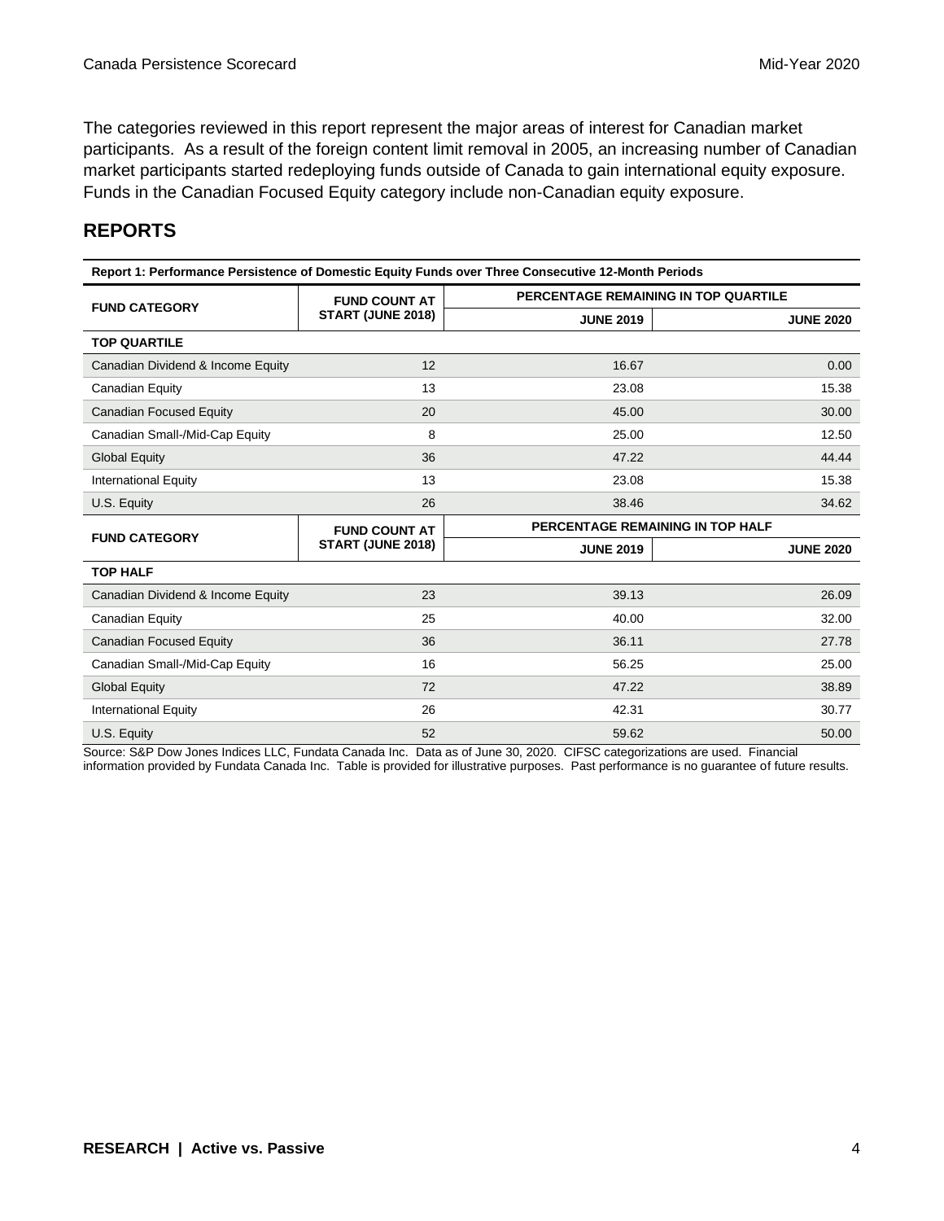The categories reviewed in this report represent the major areas of interest for Canadian market participants. As a result of the foreign content limit removal in 2005, an increasing number of Canadian market participants started redeploying funds outside of Canada to gain international equity exposure. Funds in the Canadian Focused Equity category include non-Canadian equity exposure.

## REPORTS

**Report 1: Performance Persistence of Domestic Equity Funds over Three Consecutive 12-Month Periods**

| FUND CATEGORY | FUND COUNT AT START (JUNE 2018) | PERCENTAGE REMAINING IN TOP QUARTILE | |
|---|---|---|---|
| | | JUNE 2019 | JUNE 2020 |
| **TOP QUARTILE** | | | |
| Canadian Dividend & Income Equity | 12 | 16.67 | 0.00 |
| Canadian Equity | 13 | 23.08 | 15.38 |
| Canadian Focused Equity | 20 | 45.00 | 30.00 |
| Canadian Small-/Mid-Cap Equity | 8 | 25.00 | 12.50 |
| Global Equity | 36 | 47.22 | 44.44 |
| International Equity | 13 | 23.08 | 15.38 |
| U.S. Equity | 26 | 38.46 | 34.62 |
| **FUND CATEGORY** | **FUND COUNT AT START (JUNE 2018)** | **PERCENTAGE REMAINING IN TOP HALF** | |
| | | **JUNE 2019** | **JUNE 2020** |
| **TOP HALF** | | | |
| Canadian Dividend & Income Equity | 23 | 39.13 | 26.09 |
| Canadian Equity | 25 | 40.00 | 32.00 |
| Canadian Focused Equity | 36 | 36.11 | 27.78 |
| Canadian Small-/Mid-Cap Equity | 16 | 56.25 | 25.00 |
| Global Equity | 72 | 47.22 | 38.89 |
| International Equity | 26 | 42.31 | 30.77 |
| U.S. Equity | 52 | 59.62 | 50.00 |

Source: S&P Dow Jones Indices LLC, Fundata Canada Inc. Data as of June 30, 2020. CIFSC categorizations are used. Financial information provided by Fundata Canada Inc. Table is provided for illustrative purposes. Past performance is no guarantee of future results.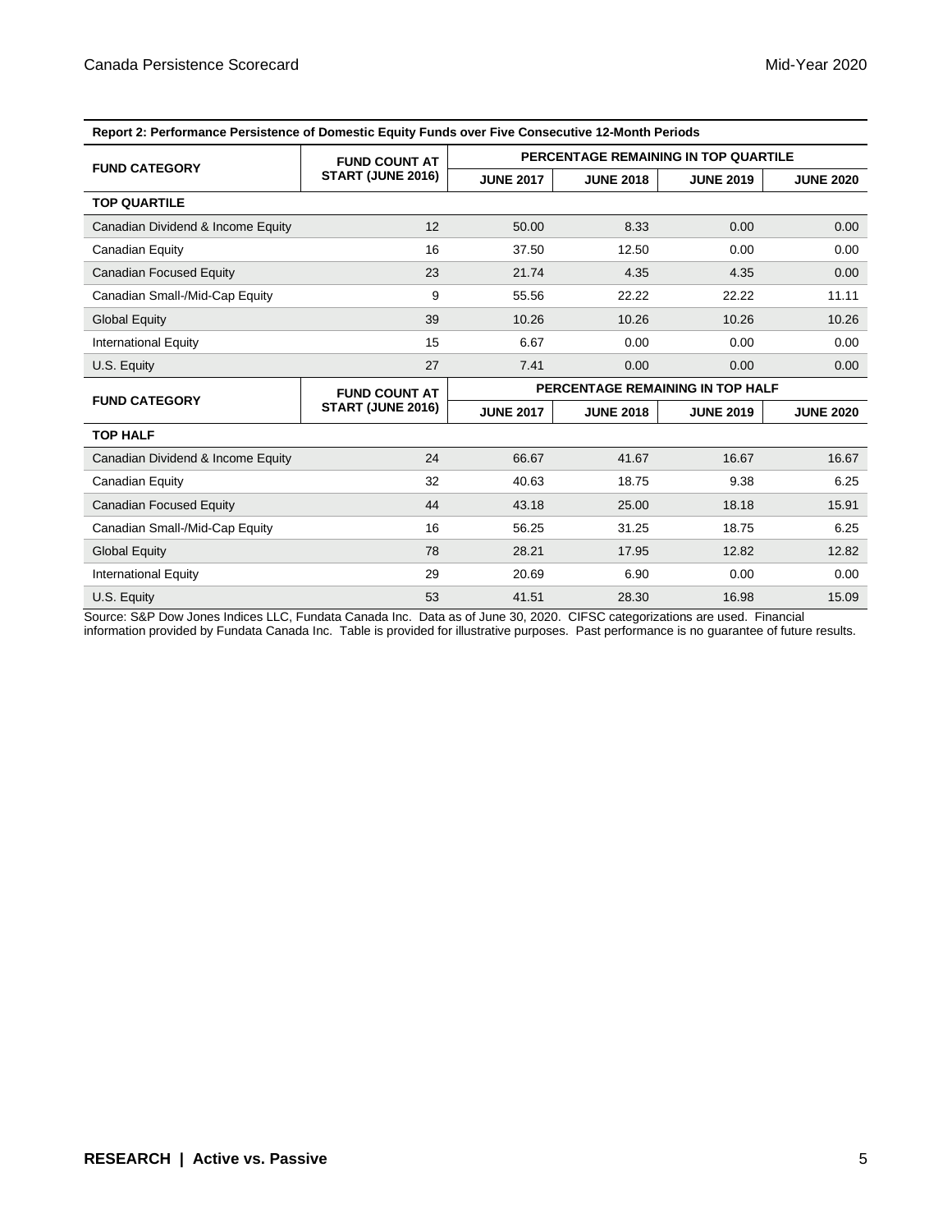**Report 2: Performance Persistence of Domestic Equity Funds over Five Consecutive 12-Month Periods**

| FUND CATEGORY | FUND COUNT AT START (JUNE 2016) | PERCENTAGE REMAINING IN TOP QUARTILE | | | |
|---|---|---|---|---|---|
| | | JUNE 2017 | JUNE 2018 | JUNE 2019 | JUNE 2020 |
| **TOP QUARTILE** | | | | | |
| Canadian Dividend & Income Equity | 12 | 50.00 | 8.33 | 0.00 | 0.00 |
| Canadian Equity | 16 | 37.50 | 12.50 | 0.00 | 0.00 |
| Canadian Focused Equity | 23 | 21.74 | 4.35 | 4.35 | 0.00 |
| Canadian Small-/Mid-Cap Equity | 9 | 55.56 | 22.22 | 22.22 | 11.11 |
| Global Equity | 39 | 10.26 | 10.26 | 10.26 | 10.26 |
| International Equity | 15 | 6.67 | 0.00 | 0.00 | 0.00 |
| U.S. Equity | 27 | 7.41 | 0.00 | 0.00 | 0.00 |
| **FUND CATEGORY** | **FUND COUNT AT START (JUNE 2016)** | **PERCENTAGE REMAINING IN TOP HALF** | | | |
| | | **JUNE 2017** | **JUNE 2018** | **JUNE 2019** | **JUNE 2020** |
| **TOP HALF** | | | | | |
| Canadian Dividend & Income Equity | 24 | 66.67 | 41.67 | 16.67 | 16.67 |
| Canadian Equity | 32 | 40.63 | 18.75 | 9.38 | 6.25 |
| Canadian Focused Equity | 44 | 43.18 | 25.00 | 18.18 | 15.91 |
| Canadian Small-/Mid-Cap Equity | 16 | 56.25 | 31.25 | 18.75 | 6.25 |
| Global Equity | 78 | 28.21 | 17.95 | 12.82 | 12.82 |
| International Equity | 29 | 20.69 | 6.90 | 0.00 | 0.00 |
| U.S. Equity | 53 | 41.51 | 28.30 | 16.98 | 15.09 |

Source: S&P Dow Jones Indices LLC, Fundata Canada Inc. Data as of June 30, 2020. CIFSC categorizations are used. Financial information provided by Fundata Canada Inc. Table is provided for illustrative purposes. Past performance is no guarantee of future results.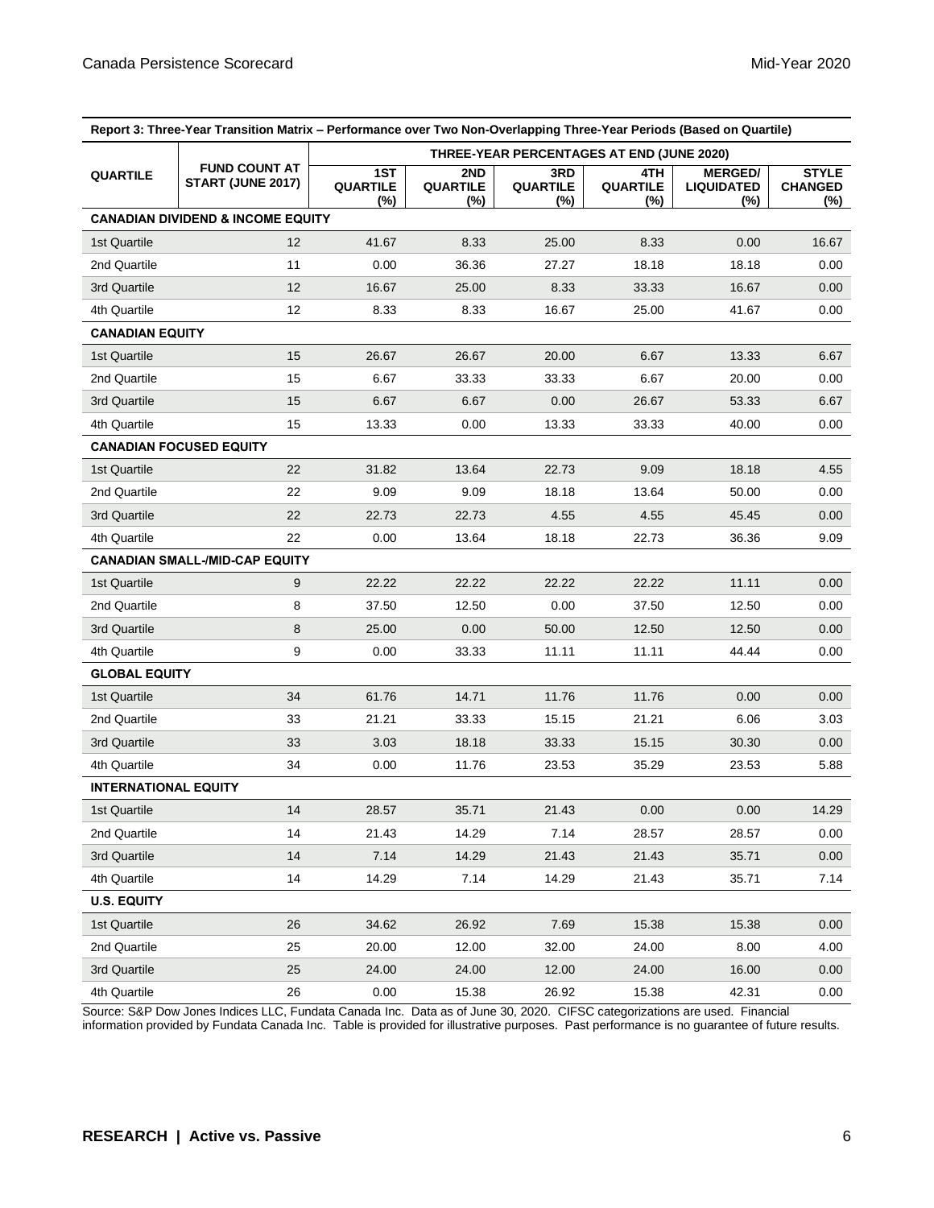**Report 3: Three-Year Transition Matrix – Performance over Two Non-Overlapping Three-Year Periods (Based on Quartile)**

| QUARTILE | FUND COUNT AT START (JUNE 2017) | THREE-YEAR PERCENTAGES AT END (JUNE 2020) | | | | | |
|---|---|---|---|---|---|---|---|
| | | 1ST QUARTILE (%) | 2ND QUARTILE (%) | 3RD QUARTILE (%) | 4TH QUARTILE (%) | MERGED/ LIQUIDATED (%) | STYLE CHANGED (%) |
| **CANADIAN DIVIDEND & INCOME EQUITY** | | | | | | | |
| 1st Quartile | 12 | 41.67 | 8.33 | 25.00 | 8.33 | 0.00 | 16.67 |
| 2nd Quartile | 11 | 0.00 | 36.36 | 27.27 | 18.18 | 18.18 | 0.00 |
| 3rd Quartile | 12 | 16.67 | 25.00 | 8.33 | 33.33 | 16.67 | 0.00 |
| 4th Quartile | 12 | 8.33 | 8.33 | 16.67 | 25.00 | 41.67 | 0.00 |
| **CANADIAN EQUITY** | | | | | | | |
| 1st Quartile | 15 | 26.67 | 26.67 | 20.00 | 6.67 | 13.33 | 6.67 |
| 2nd Quartile | 15 | 6.67 | 33.33 | 33.33 | 6.67 | 20.00 | 0.00 |
| 3rd Quartile | 15 | 6.67 | 6.67 | 0.00 | 26.67 | 53.33 | 6.67 |
| 4th Quartile | 15 | 13.33 | 0.00 | 13.33 | 33.33 | 40.00 | 0.00 |
| **CANADIAN FOCUSED EQUITY** | | | | | | | |
| 1st Quartile | 22 | 31.82 | 13.64 | 22.73 | 9.09 | 18.18 | 4.55 |
| 2nd Quartile | 22 | 9.09 | 9.09 | 18.18 | 13.64 | 50.00 | 0.00 |
| 3rd Quartile | 22 | 22.73 | 22.73 | 4.55 | 4.55 | 45.45 | 0.00 |
| 4th Quartile | 22 | 0.00 | 13.64 | 18.18 | 22.73 | 36.36 | 9.09 |
| **CANADIAN SMALL-/MID-CAP EQUITY** | | | | | | | |
| 1st Quartile | 9 | 22.22 | 22.22 | 22.22 | 22.22 | 11.11 | 0.00 |
| 2nd Quartile | 8 | 37.50 | 12.50 | 0.00 | 37.50 | 12.50 | 0.00 |
| 3rd Quartile | 8 | 25.00 | 0.00 | 50.00 | 12.50 | 12.50 | 0.00 |
| 4th Quartile | 9 | 0.00 | 33.33 | 11.11 | 11.11 | 44.44 | 0.00 |
| **GLOBAL EQUITY** | | | | | | | |
| 1st Quartile | 34 | 61.76 | 14.71 | 11.76 | 11.76 | 0.00 | 0.00 |
| 2nd Quartile | 33 | 21.21 | 33.33 | 15.15 | 21.21 | 6.06 | 3.03 |
| 3rd Quartile | 33 | 3.03 | 18.18 | 33.33 | 15.15 | 30.30 | 0.00 |
| 4th Quartile | 34 | 0.00 | 11.76 | 23.53 | 35.29 | 23.53 | 5.88 |
| **INTERNATIONAL EQUITY** | | | | | | | |
| 1st Quartile | 14 | 28.57 | 35.71 | 21.43 | 0.00 | 0.00 | 14.29 |
| 2nd Quartile | 14 | 21.43 | 14.29 | 7.14 | 28.57 | 28.57 | 0.00 |
| 3rd Quartile | 14 | 7.14 | 14.29 | 21.43 | 21.43 | 35.71 | 0.00 |
| 4th Quartile | 14 | 14.29 | 7.14 | 14.29 | 21.43 | 35.71 | 7.14 |
| **U.S. EQUITY** | | | | | | | |
| 1st Quartile | 26 | 34.62 | 26.92 | 7.69 | 15.38 | 15.38 | 0.00 |
| 2nd Quartile | 25 | 20.00 | 12.00 | 32.00 | 24.00 | 8.00 | 4.00 |
| 3rd Quartile | 25 | 24.00 | 24.00 | 12.00 | 24.00 | 16.00 | 0.00 |
| 4th Quartile | 26 | 0.00 | 15.38 | 26.92 | 15.38 | 42.31 | 0.00 |

Source: S&P Dow Jones Indices LLC, Fundata Canada Inc. Data as of June 30, 2020. CIFSC categorizations are used. Financial information provided by Fundata Canada Inc. Table is provided for illustrative purposes. Past performance is no guarantee of future results.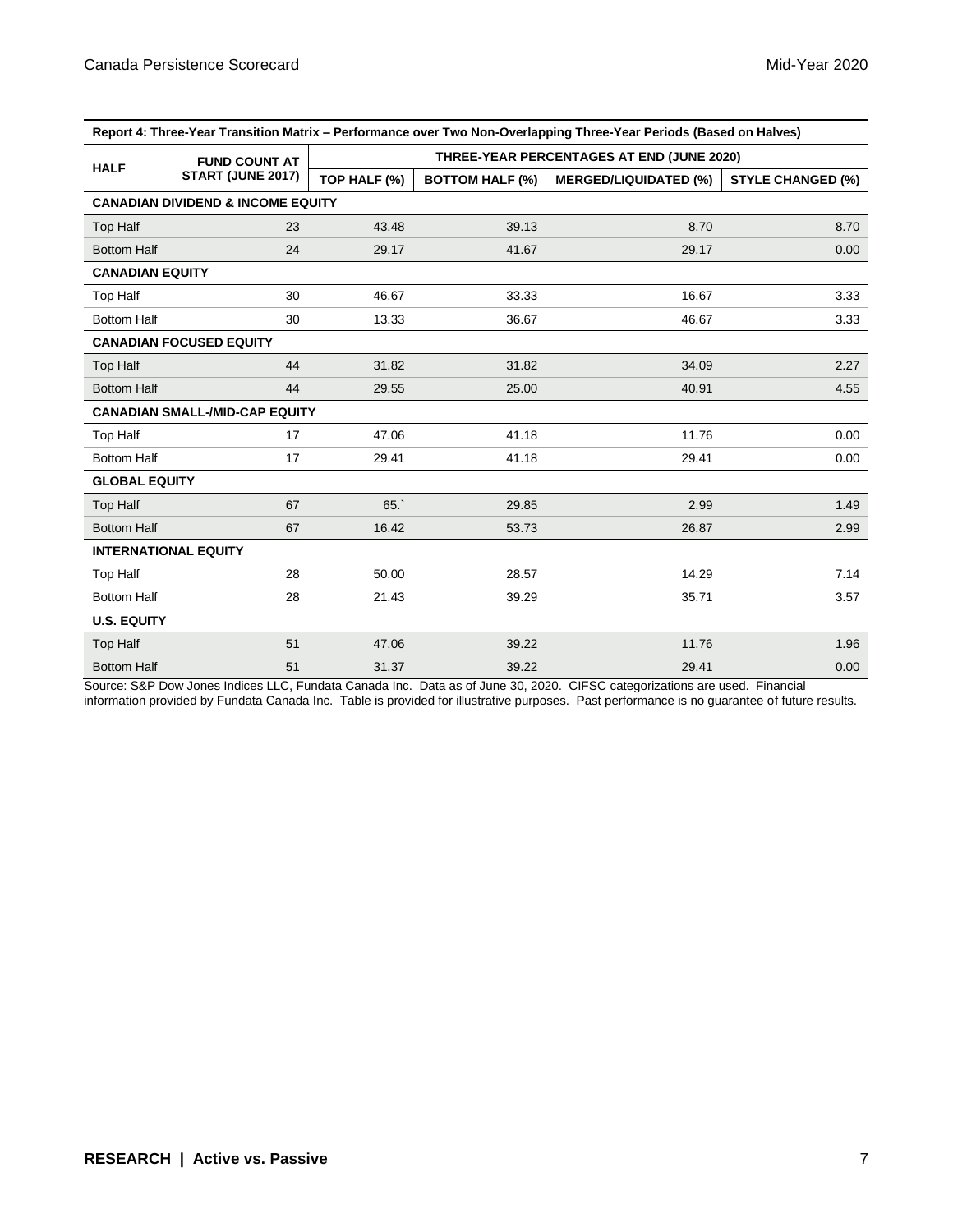**Report 4: Three-Year Transition Matrix – Performance over Two Non-Overlapping Three-Year Periods (Based on Halves)**

| HALF | FUND COUNT AT START (JUNE 2017) | THREE-YEAR PERCENTAGES AT END (JUNE 2020) | | | |
|---|---|---|---|---|---|
| | | TOP HALF (%) | BOTTOM HALF (%) | MERGED/LIQUIDATED (%) | STYLE CHANGED (%) |
| **CANADIAN DIVIDEND & INCOME EQUITY** | | | | | |
| Top Half | 23 | 43.48 | 39.13 | 8.70 | 8.70 |
| Bottom Half | 24 | 29.17 | 41.67 | 29.17 | 0.00 |
| **CANADIAN EQUITY** | | | | | |
| Top Half | 30 | 46.67 | 33.33 | 16.67 | 3.33 |
| Bottom Half | 30 | 13.33 | 36.67 | 46.67 | 3.33 |
| **CANADIAN FOCUSED EQUITY** | | | | | |
| Top Half | 44 | 31.82 | 31.82 | 34.09 | 2.27 |
| Bottom Half | 44 | 29.55 | 25.00 | 40.91 | 4.55 |
| **CANADIAN SMALL-/MID-CAP EQUITY** | | | | | |
| Top Half | 17 | 47.06 | 41.18 | 11.76 | 0.00 |
| Bottom Half | 17 | 29.41 | 41.18 | 29.41 | 0.00 |
| **GLOBAL EQUITY** | | | | | |
| Top Half | 67 | 65.` | 29.85 | 2.99 | 1.49 |
| Bottom Half | 67 | 16.42 | 53.73 | 26.87 | 2.99 |
| **INTERNATIONAL EQUITY** | | | | | |
| Top Half | 28 | 50.00 | 28.57 | 14.29 | 7.14 |
| Bottom Half | 28 | 21.43 | 39.29 | 35.71 | 3.57 |
| **U.S. EQUITY** | | | | | |
| Top Half | 51 | 47.06 | 39.22 | 11.76 | 1.96 |
| Bottom Half | 51 | 31.37 | 39.22 | 29.41 | 0.00 |

Source: S&P Dow Jones Indices LLC, Fundata Canada Inc. Data as of June 30, 2020. CIFSC categorizations are used. Financial information provided by Fundata Canada Inc. Table is provided for illustrative purposes. Past performance is no guarantee of future results.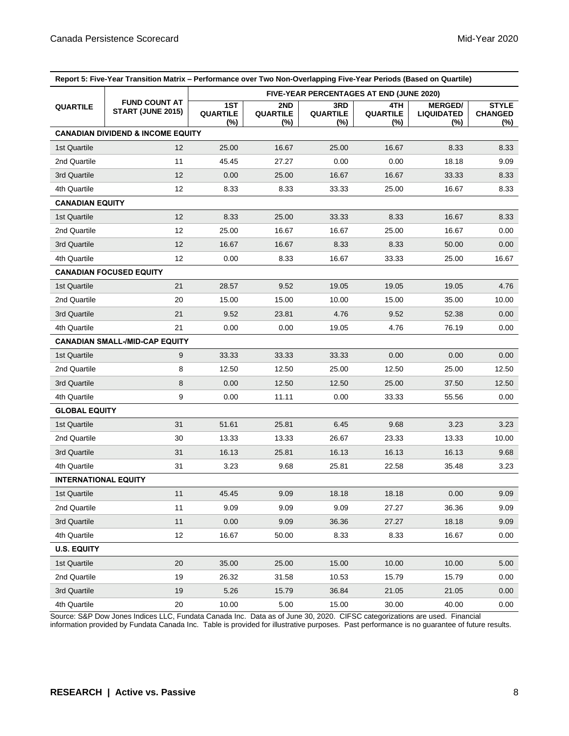**Report 5: Five-Year Transition Matrix – Performance over Two Non-Overlapping Five-Year Periods (Based on Quartile)**

| QUARTILE | FUND COUNT AT START (JUNE 2015) | FIVE-YEAR PERCENTAGES AT END (JUNE 2020) | | | | | |
|---|---|---|---|---|---|---|---|
| | | 1ST QUARTILE (%) | 2ND QUARTILE (%) | 3RD QUARTILE (%) | 4TH QUARTILE (%) | MERGED/ LIQUIDATED (%) | STYLE CHANGED (%) |
| **CANADIAN DIVIDEND & INCOME EQUITY** | | | | | | | |
| 1st Quartile | 12 | 25.00 | 16.67 | 25.00 | 16.67 | 8.33 | 8.33 |
| 2nd Quartile | 11 | 45.45 | 27.27 | 0.00 | 0.00 | 18.18 | 9.09 |
| 3rd Quartile | 12 | 0.00 | 25.00 | 16.67 | 16.67 | 33.33 | 8.33 |
| 4th Quartile | 12 | 8.33 | 8.33 | 33.33 | 25.00 | 16.67 | 8.33 |
| **CANADIAN EQUITY** | | | | | | | |
| 1st Quartile | 12 | 8.33 | 25.00 | 33.33 | 8.33 | 16.67 | 8.33 |
| 2nd Quartile | 12 | 25.00 | 16.67 | 16.67 | 25.00 | 16.67 | 0.00 |
| 3rd Quartile | 12 | 16.67 | 16.67 | 8.33 | 8.33 | 50.00 | 0.00 |
| 4th Quartile | 12 | 0.00 | 8.33 | 16.67 | 33.33 | 25.00 | 16.67 |
| **CANADIAN FOCUSED EQUITY** | | | | | | | |
| 1st Quartile | 21 | 28.57 | 9.52 | 19.05 | 19.05 | 19.05 | 4.76 |
| 2nd Quartile | 20 | 15.00 | 15.00 | 10.00 | 15.00 | 35.00 | 10.00 |
| 3rd Quartile | 21 | 9.52 | 23.81 | 4.76 | 9.52 | 52.38 | 0.00 |
| 4th Quartile | 21 | 0.00 | 0.00 | 19.05 | 4.76 | 76.19 | 0.00 |
| **CANADIAN SMALL-/MID-CAP EQUITY** | | | | | | | |
| 1st Quartile | 9 | 33.33 | 33.33 | 33.33 | 0.00 | 0.00 | 0.00 |
| 2nd Quartile | 8 | 12.50 | 12.50 | 25.00 | 12.50 | 25.00 | 12.50 |
| 3rd Quartile | 8 | 0.00 | 12.50 | 12.50 | 25.00 | 37.50 | 12.50 |
| 4th Quartile | 9 | 0.00 | 11.11 | 0.00 | 33.33 | 55.56 | 0.00 |
| **GLOBAL EQUITY** | | | | | | | |
| 1st Quartile | 31 | 51.61 | 25.81 | 6.45 | 9.68 | 3.23 | 3.23 |
| 2nd Quartile | 30 | 13.33 | 13.33 | 26.67 | 23.33 | 13.33 | 10.00 |
| 3rd Quartile | 31 | 16.13 | 25.81 | 16.13 | 16.13 | 16.13 | 9.68 |
| 4th Quartile | 31 | 3.23 | 9.68 | 25.81 | 22.58 | 35.48 | 3.23 |
| **INTERNATIONAL EQUITY** | | | | | | | |
| 1st Quartile | 11 | 45.45 | 9.09 | 18.18 | 18.18 | 0.00 | 9.09 |
| 2nd Quartile | 11 | 9.09 | 9.09 | 9.09 | 27.27 | 36.36 | 9.09 |
| 3rd Quartile | 11 | 0.00 | 9.09 | 36.36 | 27.27 | 18.18 | 9.09 |
| 4th Quartile | 12 | 16.67 | 50.00 | 8.33 | 8.33 | 16.67 | 0.00 |
| **U.S. EQUITY** | | | | | | | |
| 1st Quartile | 20 | 35.00 | 25.00 | 15.00 | 10.00 | 10.00 | 5.00 |
| 2nd Quartile | 19 | 26.32 | 31.58 | 10.53 | 15.79 | 15.79 | 0.00 |
| 3rd Quartile | 19 | 5.26 | 15.79 | 36.84 | 21.05 | 21.05 | 0.00 |
| 4th Quartile | 20 | 10.00 | 5.00 | 15.00 | 30.00 | 40.00 | 0.00 |

Source: S&P Dow Jones Indices LLC, Fundata Canada Inc. Data as of June 30, 2020. CIFSC categorizations are used. Financial information provided by Fundata Canada Inc. Table is provided for illustrative purposes. Past performance is no guarantee of future results.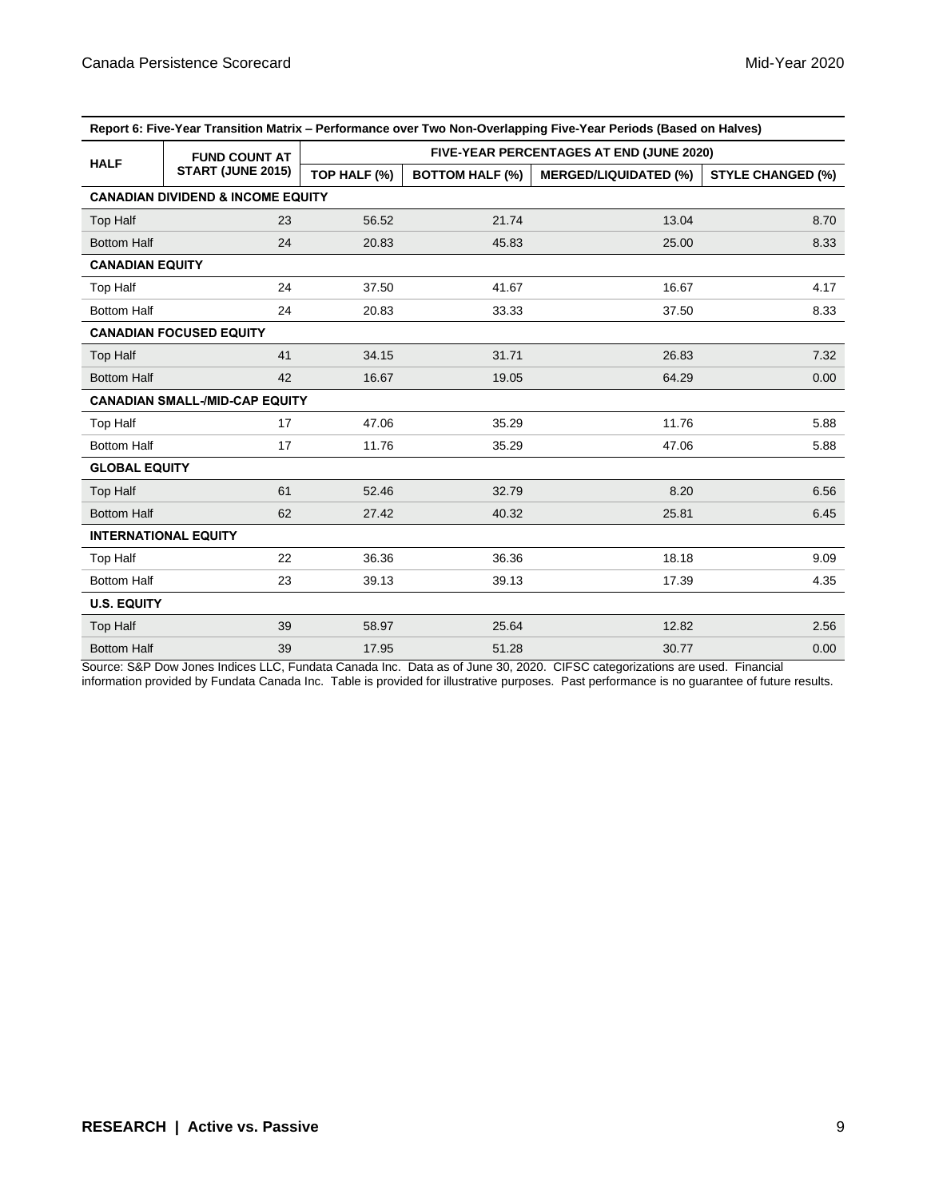| Report 6: Five-Year Transition Matrix – Performance over Two Non-Overlapping Five-Year Periods (Based on Halves) | | | | | |
|---|---|---|---|---|---|
| HALF | FUND COUNT AT START (JUNE 2015) | FIVE-YEAR PERCENTAGES AT END (JUNE 2020) | | | |
| | | TOP HALF (%) | BOTTOM HALF (%) | MERGED/LIQUIDATED (%) | STYLE CHANGED (%) |
| **CANADIAN DIVIDEND & INCOME EQUITY** | | | | | |
| Top Half | 23 | 56.52 | 21.74 | 13.04 | 8.70 |
| Bottom Half | 24 | 20.83 | 45.83 | 25.00 | 8.33 |
| **CANADIAN EQUITY** | | | | | |
| Top Half | 24 | 37.50 | 41.67 | 16.67 | 4.17 |
| Bottom Half | 24 | 20.83 | 33.33 | 37.50 | 8.33 |
| **CANADIAN FOCUSED EQUITY** | | | | | |
| Top Half | 41 | 34.15 | 31.71 | 26.83 | 7.32 |
| Bottom Half | 42 | 16.67 | 19.05 | 64.29 | 0.00 |
| **CANADIAN SMALL-/MID-CAP EQUITY** | | | | | |
| Top Half | 17 | 47.06 | 35.29 | 11.76 | 5.88 |
| Bottom Half | 17 | 11.76 | 35.29 | 47.06 | 5.88 |
| **GLOBAL EQUITY** | | | | | |
| Top Half | 61 | 52.46 | 32.79 | 8.20 | 6.56 |
| Bottom Half | 62 | 27.42 | 40.32 | 25.81 | 6.45 |
| **INTERNATIONAL EQUITY** | | | | | |
| Top Half | 22 | 36.36 | 36.36 | 18.18 | 9.09 |
| Bottom Half | 23 | 39.13 | 39.13 | 17.39 | 4.35 |
| **U.S. EQUITY** | | | | | |
| Top Half | 39 | 58.97 | 25.64 | 12.82 | 2.56 |
| Bottom Half | 39 | 17.95 | 51.28 | 30.77 | 0.00 |

Source: S&P Dow Jones Indices LLC, Fundata Canada Inc. Data as of June 30, 2020. CIFSC categorizations are used. Financial information provided by Fundata Canada Inc. Table is provided for illustrative purposes. Past performance is no guarantee of future results.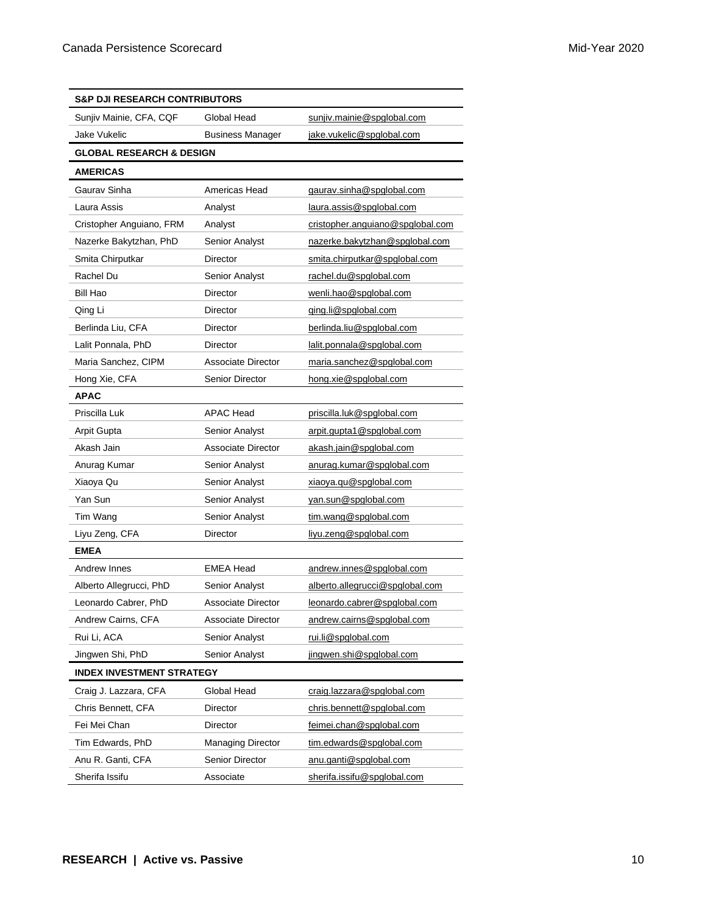| S&P DJI RESEARCH CONTRIBUTORS | | |
|---|---|---|
| Sunjiv Mainie, CFA, CQF | Global Head | sunjiv.mainie@spglobal.com |
| Jake Vukelic | Business Manager | jake.vukelic@spglobal.com |
| **GLOBAL RESEARCH & DESIGN** | | |
| **AMERICAS** | | |
| Gaurav Sinha | Americas Head | gaurav.sinha@spglobal.com |
| Laura Assis | Analyst | laura.assis@spglobal.com |
| Cristopher Anguiano, FRM | Analyst | cristopher.anguiano@spglobal.com |
| Nazerke Bakytzhan, PhD | Senior Analyst | nazerke.bakytzhan@spglobal.com |
| Smita Chirputkar | Director | smita.chirputkar@spglobal.com |
| Rachel Du | Senior Analyst | rachel.du@spglobal.com |
| Bill Hao | Director | wenli.hao@spglobal.com |
| Qing Li | Director | qing.li@spglobal.com |
| Berlinda Liu, CFA | Director | berlinda.liu@spglobal.com |
| Lalit Ponnala, PhD | Director | lalit.ponnala@spglobal.com |
| Maria Sanchez, CIPM | Associate Director | maria.sanchez@spglobal.com |
| Hong Xie, CFA | Senior Director | hong.xie@spglobal.com |
| **APAC** | | |
| Priscilla Luk | APAC Head | priscilla.luk@spglobal.com |
| Arpit Gupta | Senior Analyst | arpit.gupta1@spglobal.com |
| Akash Jain | Associate Director | akash.jain@spglobal.com |
| Anurag Kumar | Senior Analyst | anurag.kumar@spglobal.com |
| Xiaoya Qu | Senior Analyst | xiaoya.qu@spglobal.com |
| Yan Sun | Senior Analyst | yan.sun@spglobal.com |
| Tim Wang | Senior Analyst | tim.wang@spglobal.com |
| Liyu Zeng, CFA | Director | liyu.zeng@spglobal.com |
| **EMEA** | | |
| Andrew Innes | EMEA Head | andrew.innes@spglobal.com |
| Alberto Allegrucci, PhD | Senior Analyst | alberto.allegrucci@spglobal.com |
| Leonardo Cabrer, PhD | Associate Director | leonardo.cabrer@spglobal.com |
| Andrew Cairns, CFA | Associate Director | andrew.cairns@spglobal.com |
| Rui Li, ACA | Senior Analyst | rui.li@spglobal.com |
| Jingwen Shi, PhD | Senior Analyst | jingwen.shi@spglobal.com |
| **INDEX INVESTMENT STRATEGY** | | |
| Craig J. Lazzara, CFA | Global Head | craig.lazzara@spglobal.com |
| Chris Bennett, CFA | Director | chris.bennett@spglobal.com |
| Fei Mei Chan | Director | feimei.chan@spglobal.com |
| Tim Edwards, PhD | Managing Director | tim.edwards@spglobal.com |
| Anu R. Ganti, CFA | Senior Director | anu.ganti@spglobal.com |
| Sherifa Issifu | Associate | sherifa.issifu@spglobal.com |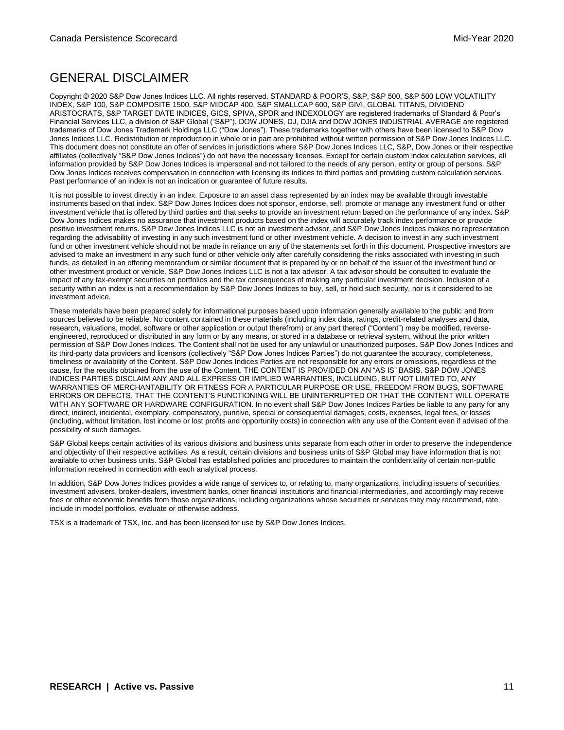# GENERAL DISCLAIMER

Copyright © 2020 S&P Dow Jones Indices LLC. All rights reserved. STANDARD & POOR'S, S&P, S&P 500, S&P 500 LOW VOLATILITY INDEX, S&P 100, S&P COMPOSITE 1500, S&P MIDCAP 400, S&P SMALLCAP 600, S&P GIVI, GLOBAL TITANS, DIVIDEND ARISTOCRATS, S&P TARGET DATE INDICES, GICS, SPIVA, SPDR and INDEXOLOGY are registered trademarks of Standard & Poor's Financial Services LLC, a division of S&P Global ("S&P"). DOW JONES, DJ, DJIA and DOW JONES INDUSTRIAL AVERAGE are registered trademarks of Dow Jones Trademark Holdings LLC ("Dow Jones"). These trademarks together with others have been licensed to S&P Dow Jones Indices LLC. Redistribution or reproduction in whole or in part are prohibited without written permission of S&P Dow Jones Indices LLC. This document does not constitute an offer of services in jurisdictions where S&P Dow Jones Indices LLC, S&P, Dow Jones or their respective affiliates (collectively "S&P Dow Jones Indices") do not have the necessary licenses. Except for certain custom index calculation services, all information provided by S&P Dow Jones Indices is impersonal and not tailored to the needs of any person, entity or group of persons. S&P Dow Jones Indices receives compensation in connection with licensing its indices to third parties and providing custom calculation services. Past performance of an index is not an indication or guarantee of future results.

It is not possible to invest directly in an index. Exposure to an asset class represented by an index may be available through investable instruments based on that index. S&P Dow Jones Indices does not sponsor, endorse, sell, promote or manage any investment fund or other investment vehicle that is offered by third parties and that seeks to provide an investment return based on the performance of any index. S&P Dow Jones Indices makes no assurance that investment products based on the index will accurately track index performance or provide positive investment returns. S&P Dow Jones Indices LLC is not an investment advisor, and S&P Dow Jones Indices makes no representation regarding the advisability of investing in any such investment fund or other investment vehicle. A decision to invest in any such investment fund or other investment vehicle should not be made in reliance on any of the statements set forth in this document. Prospective investors are advised to make an investment in any such fund or other vehicle only after carefully considering the risks associated with investing in such funds, as detailed in an offering memorandum or similar document that is prepared by or on behalf of the issuer of the investment fund or other investment product or vehicle. S&P Dow Jones Indices LLC is not a tax advisor. A tax advisor should be consulted to evaluate the impact of any tax-exempt securities on portfolios and the tax consequences of making any particular investment decision. Inclusion of a security within an index is not a recommendation by S&P Dow Jones Indices to buy, sell, or hold such security, nor is it considered to be investment advice.

These materials have been prepared solely for informational purposes based upon information generally available to the public and from sources believed to be reliable. No content contained in these materials (including index data, ratings, credit-related analyses and data, research, valuations, model, software or other application or output therefrom) or any part thereof ("Content") may be modified, reverse-engineered, reproduced or distributed in any form or by any means, or stored in a database or retrieval system, without the prior written permission of S&P Dow Jones Indices. The Content shall not be used for any unlawful or unauthorized purposes. S&P Dow Jones Indices and its third-party data providers and licensors (collectively "S&P Dow Jones Indices Parties") do not guarantee the accuracy, completeness, timeliness or availability of the Content. S&P Dow Jones Indices Parties are not responsible for any errors or omissions, regardless of the cause, for the results obtained from the use of the Content. THE CONTENT IS PROVIDED ON AN "AS IS" BASIS. S&P DOW JONES INDICES PARTIES DISCLAIM ANY AND ALL EXPRESS OR IMPLIED WARRANTIES, INCLUDING, BUT NOT LIMITED TO, ANY WARRANTIES OF MERCHANTABILITY OR FITNESS FOR A PARTICULAR PURPOSE OR USE, FREEDOM FROM BUGS, SOFTWARE ERRORS OR DEFECTS, THAT THE CONTENT'S FUNCTIONING WILL BE UNINTERRUPTED OR THAT THE CONTENT WILL OPERATE WITH ANY SOFTWARE OR HARDWARE CONFIGURATION. In no event shall S&P Dow Jones Indices Parties be liable to any party for any direct, indirect, incidental, exemplary, compensatory, punitive, special or consequential damages, costs, expenses, legal fees, or losses (including, without limitation, lost income or lost profits and opportunity costs) in connection with any use of the Content even if advised of the possibility of such damages.

S&P Global keeps certain activities of its various divisions and business units separate from each other in order to preserve the independence and objectivity of their respective activities. As a result, certain divisions and business units of S&P Global may have information that is not available to other business units. S&P Global has established policies and procedures to maintain the confidentiality of certain non-public information received in connection with each analytical process.

In addition, S&P Dow Jones Indices provides a wide range of services to, or relating to, many organizations, including issuers of securities, investment advisers, broker-dealers, investment banks, other financial institutions and financial intermediaries, and accordingly may receive fees or other economic benefits from those organizations, including organizations whose securities or services they may recommend, rate, include in model portfolios, evaluate or otherwise address.

TSX is a trademark of TSX, Inc. and has been licensed for use by S&P Dow Jones Indices.